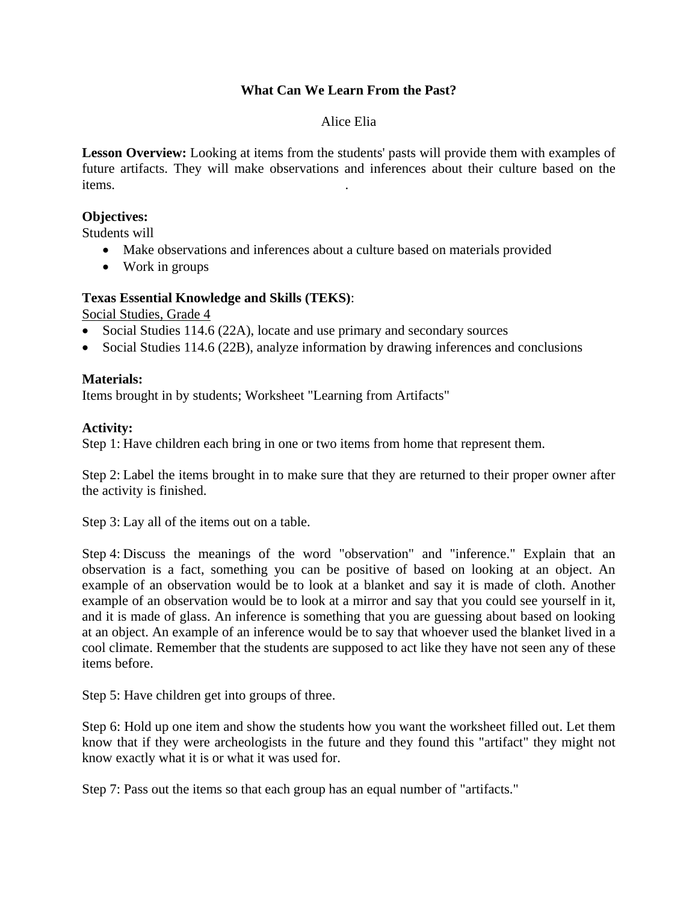# What Can We Learn From the Past?

Alice Elia

**Lesson Overview:** Looking at items from the students' pasts will provide them with examples of future artifacts. They will make observations and inferences about their culture based on the items.

**Objectives:**

Students will

- Make observations and inferences about a culture based on materials provided
- Work in groups

**Texas Essential Knowledge and Skills (TEKS)**:

<u>Social Studies, Grade 4</u>

- Social Studies 114.6 (22A), locate and use primary and secondary sources
- Social Studies 114.6 (22B), analyze information by drawing inferences and conclusions

**Materials:**

Items brought in by students; Worksheet "Learning from Artifacts"

**Activity:**

Step 1: Have children each bring in one or two items from home that represent them.

Step 2: Label the items brought in to make sure that they are returned to their proper owner after the activity is finished.

Step 3: Lay all of the items out on a table.

Step 4: Discuss the meanings of the word "observation" and "inference." Explain that an observation is a fact, something you can be positive of based on looking at an object. An example of an observation would be to look at a blanket and say it is made of cloth. Another example of an observation would be to look at a mirror and say that you could see yourself in it, and it is made of glass. An inference is something that you are guessing about based on looking at an object. An example of an inference would be to say that whoever used the blanket lived in a cool climate. Remember that the students are supposed to act like they have not seen any of these items before.

Step 5: Have children get into groups of three.

Step 6: Hold up one item and show the students how you want the worksheet filled out. Let them know that if they were archeologists in the future and they found this "artifact" they might not know exactly what it is or what it was used for.

Step 7: Pass out the items so that each group has an equal number of "artifacts."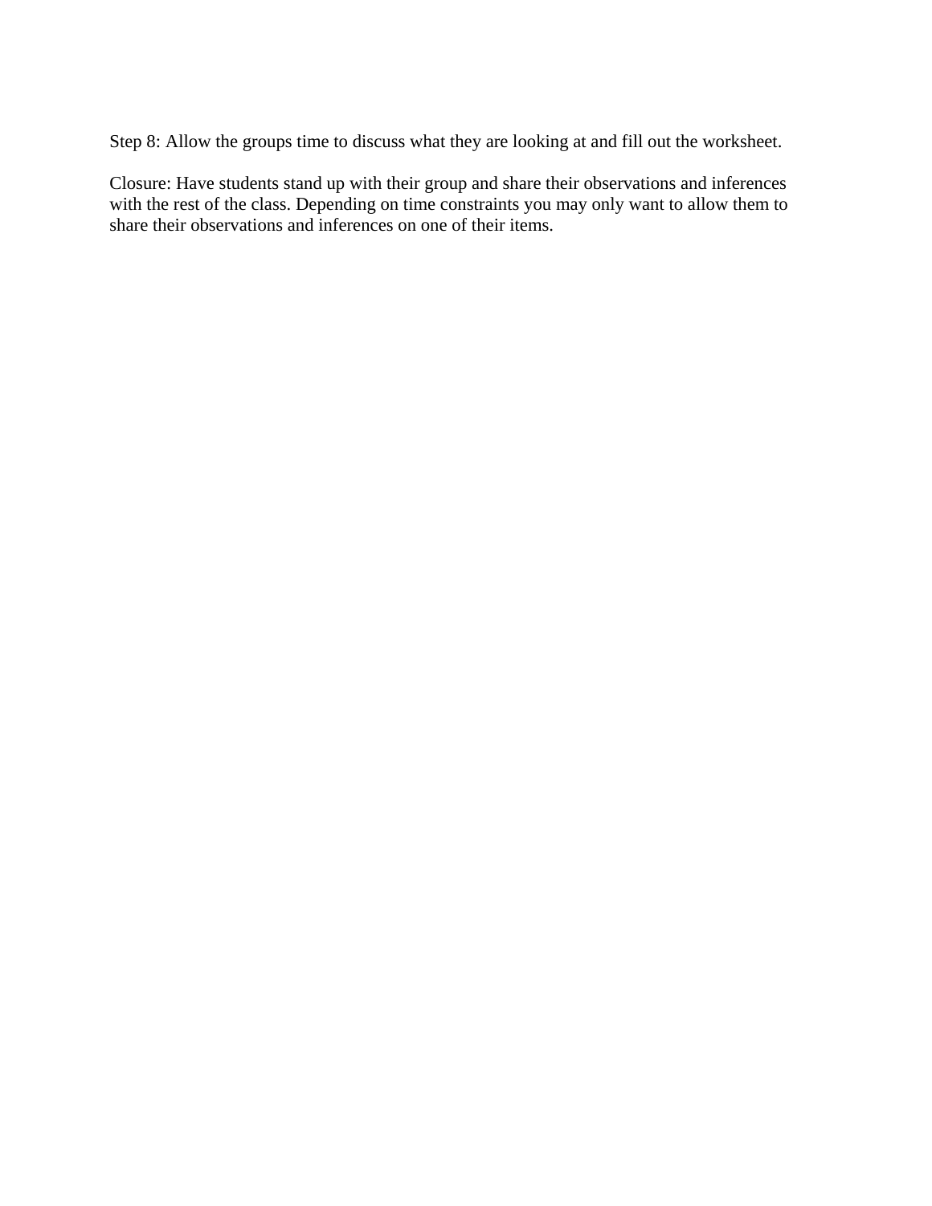Step 8: Allow the groups time to discuss what they are looking at and fill out the worksheet.

Closure: Have students stand up with their group and share their observations and inferences with the rest of the class. Depending on time constraints you may only want to allow them to share their observations and inferences on one of their items.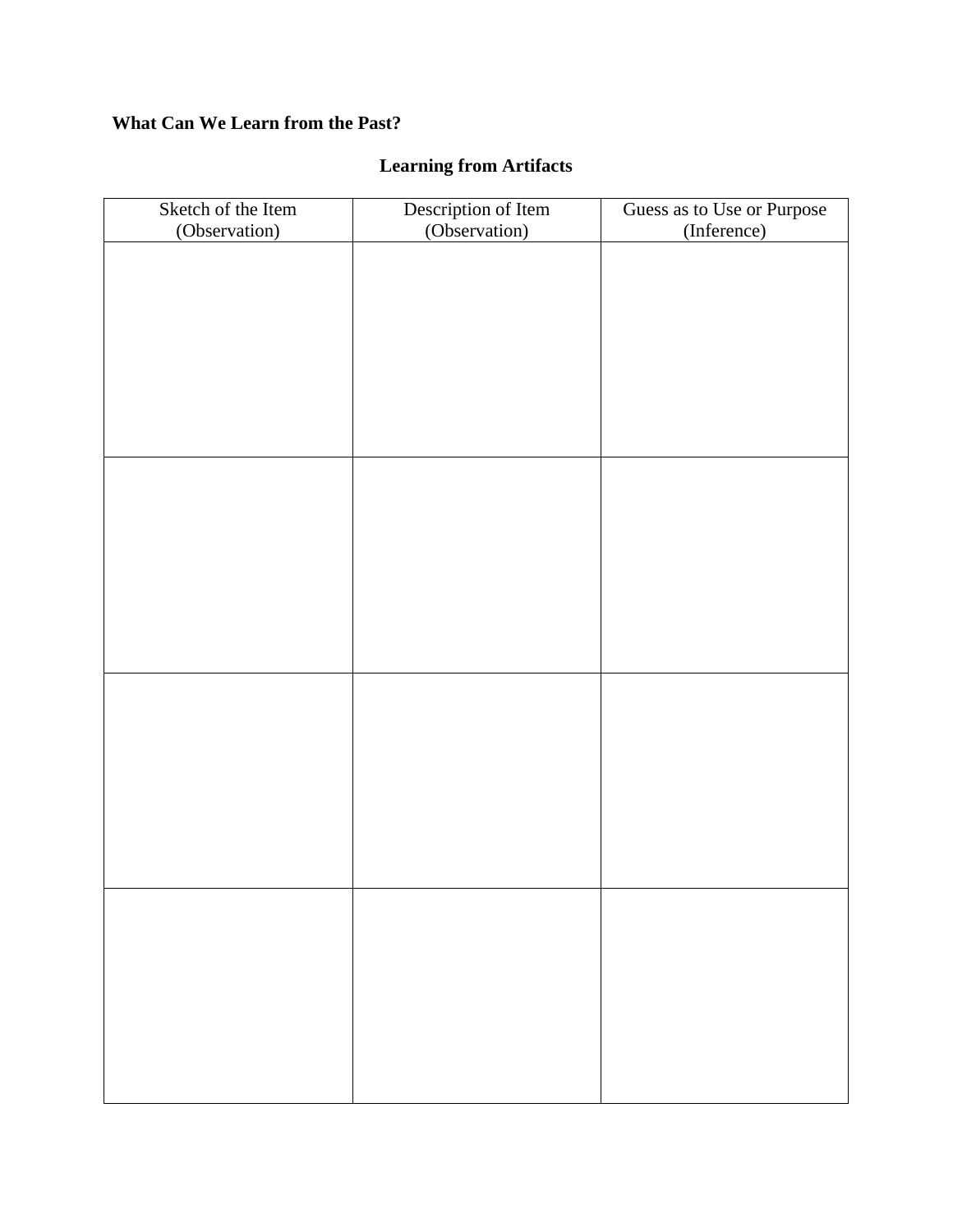**What Can We Learn from the Past?**

## Learning from Artifacts

| Sketch of the Item (Observation) | Description of Item (Observation) | Guess as to Use or Purpose (Inference) |
|---|---|---|
| | | |
| | | |
| | | |
| | | |